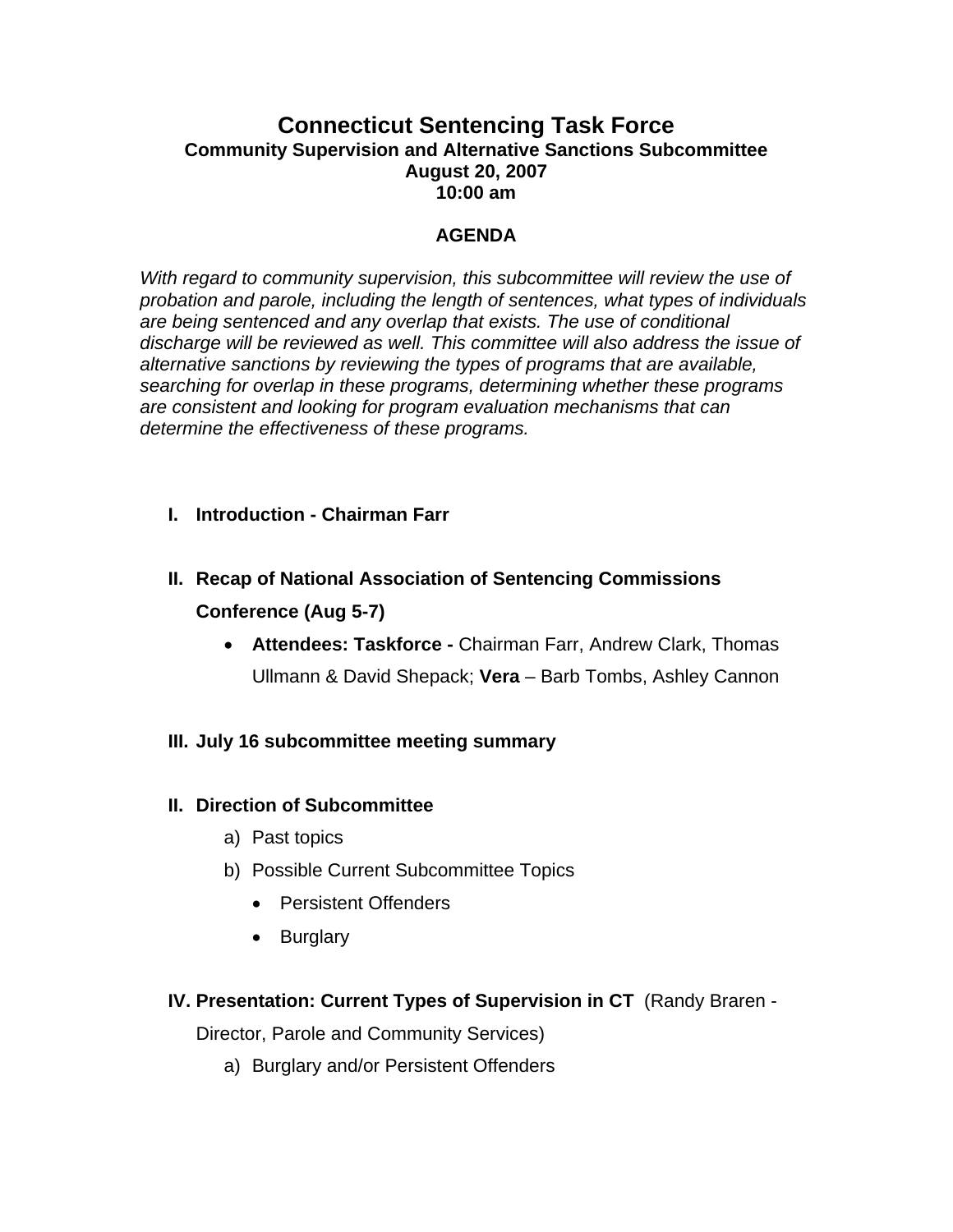# Connecticut Sentencing Task Force

## Community Supervision and Alternative Sanctions Subcommittee

**August 20, 2007**

**10:00 am**

### AGENDA

*With regard to community supervision, this subcommittee will review the use of probation and parole, including the length of sentences, what types of individuals are being sentenced and any overlap that exists. The use of conditional discharge will be reviewed as well. This committee will also address the issue of alternative sanctions by reviewing the types of programs that are available, searching for overlap in these programs, determining whether these programs are consistent and looking for program evaluation mechanisms that can determine the effectiveness of these programs.*

**I. Introduction - Chairman Farr**

**II. Recap of National Association of Sentencing Commissions Conference (Aug 5-7)**

- **Attendees: Taskforce -** Chairman Farr, Andrew Clark, Thomas Ullmann & David Shepack; **Vera** – Barb Tombs, Ashley Cannon

**III. July 16 subcommittee meeting summary**

**II. Direction of Subcommittee**

a) Past topics

b) Possible Current Subcommittee Topics

- Persistent Offenders
- Burglary

**IV. Presentation: Current Types of Supervision in CT** (Randy Braren - Director, Parole and Community Services)

a) Burglary and/or Persistent Offenders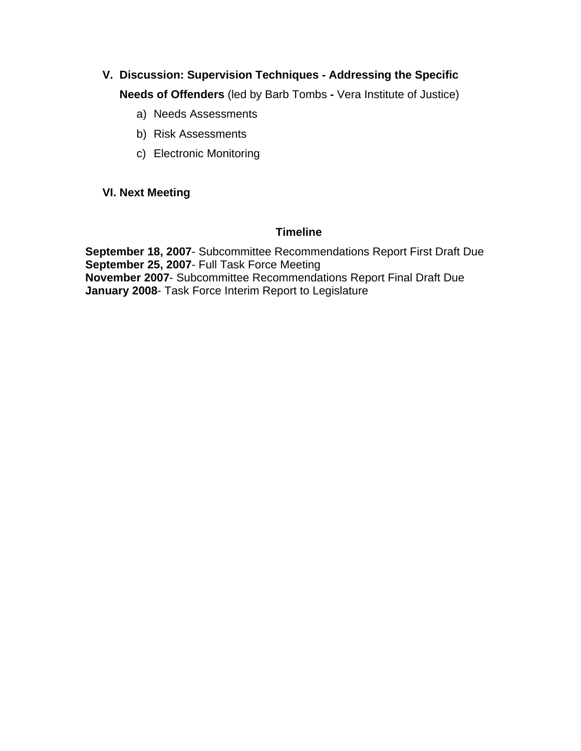V. **Discussion: Supervision Techniques - Addressing the Specific Needs of Offenders** (led by Barb Tombs **-** Vera Institute of Justice)

   a) Needs Assessments
   b) Risk Assessments
   c) Electronic Monitoring

VI. **Next Meeting**

**Timeline**

**September 18, 2007**- Subcommittee Recommendations Report First Draft Due
**September 25, 2007**- Full Task Force Meeting
**November 2007**- Subcommittee Recommendations Report Final Draft Due
**January 2008**- Task Force Interim Report to Legislature